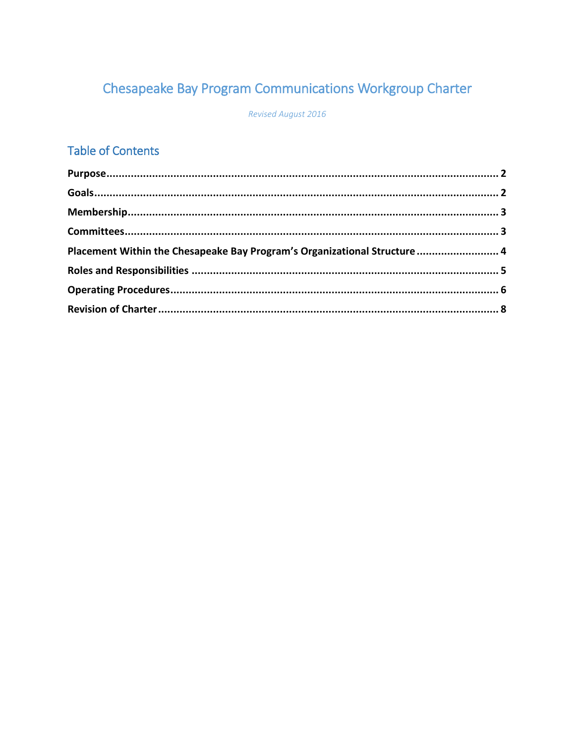# Chesapeake Bay Program Communications Workgroup Charter

*Revised August 2016*

## Table of Contents

**Purpose** .......... **2**

**Goals** .......... **2**

**Membership** .......... **3**

**Committees** .......... **3**

**Placement Within the Chesapeake Bay Program's Organizational Structure** .......... **4**

**Roles and Responsibilities** .......... **5**

**Operating Procedures** .......... **6**

**Revision of Charter** .......... **8**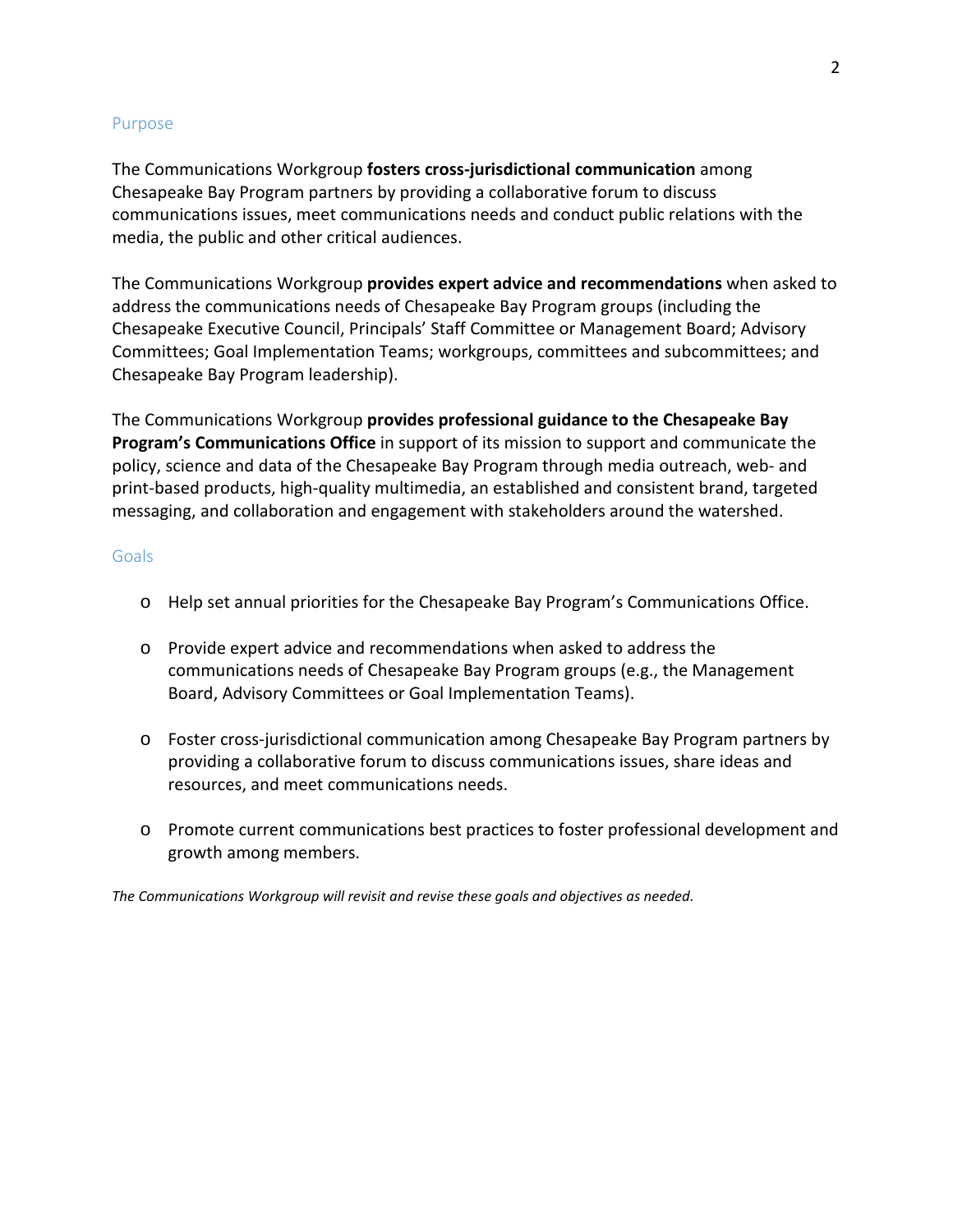## Purpose

The Communications Workgroup **fosters cross-jurisdictional communication** among Chesapeake Bay Program partners by providing a collaborative forum to discuss communications issues, meet communications needs and conduct public relations with the media, the public and other critical audiences.

The Communications Workgroup **provides expert advice and recommendations** when asked to address the communications needs of Chesapeake Bay Program groups (including the Chesapeake Executive Council, Principals' Staff Committee or Management Board; Advisory Committees; Goal Implementation Teams; workgroups, committees and subcommittees; and Chesapeake Bay Program leadership).

The Communications Workgroup **provides professional guidance to the Chesapeake Bay Program's Communications Office** in support of its mission to support and communicate the policy, science and data of the Chesapeake Bay Program through media outreach, web- and print-based products, high-quality multimedia, an established and consistent brand, targeted messaging, and collaboration and engagement with stakeholders around the watershed.

## Goals

- Help set annual priorities for the Chesapeake Bay Program's Communications Office.
- Provide expert advice and recommendations when asked to address the communications needs of Chesapeake Bay Program groups (e.g., the Management Board, Advisory Committees or Goal Implementation Teams).
- Foster cross-jurisdictional communication among Chesapeake Bay Program partners by providing a collaborative forum to discuss communications issues, share ideas and resources, and meet communications needs.
- Promote current communications best practices to foster professional development and growth among members.

*The Communications Workgroup will revisit and revise these goals and objectives as needed.*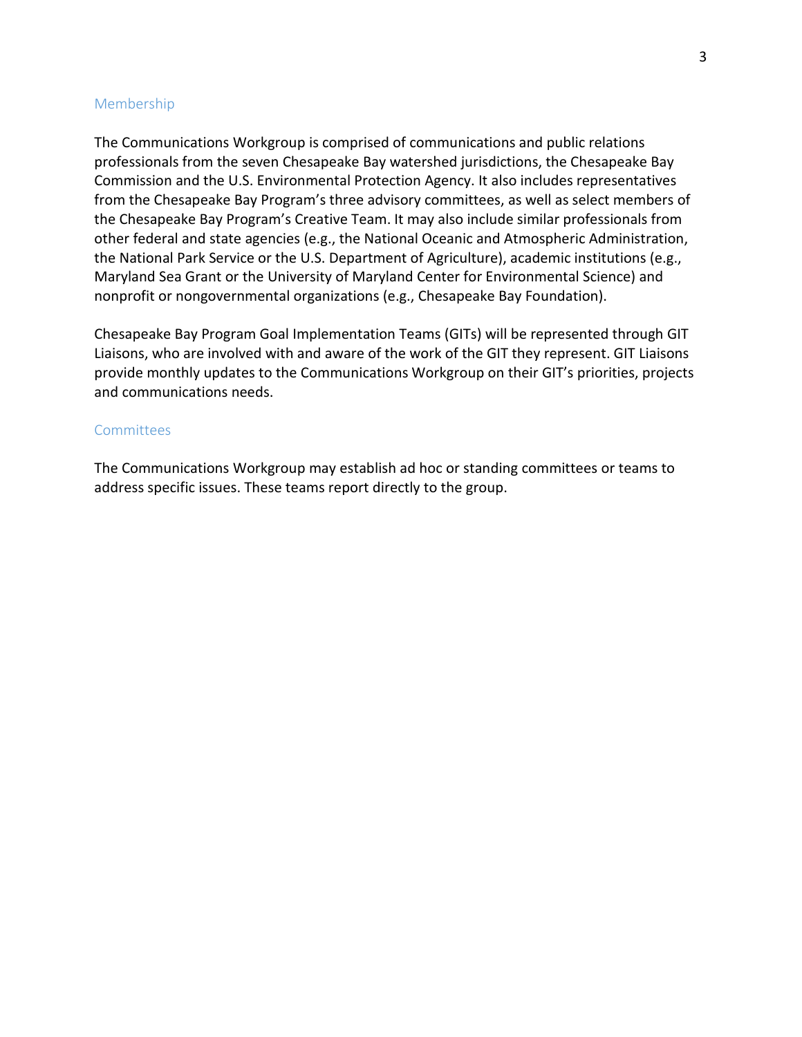## Membership

The Communications Workgroup is comprised of communications and public relations professionals from the seven Chesapeake Bay watershed jurisdictions, the Chesapeake Bay Commission and the U.S. Environmental Protection Agency. It also includes representatives from the Chesapeake Bay Program's three advisory committees, as well as select members of the Chesapeake Bay Program's Creative Team. It may also include similar professionals from other federal and state agencies (e.g., the National Oceanic and Atmospheric Administration, the National Park Service or the U.S. Department of Agriculture), academic institutions (e.g., Maryland Sea Grant or the University of Maryland Center for Environmental Science) and nonprofit or nongovernmental organizations (e.g., Chesapeake Bay Foundation).

Chesapeake Bay Program Goal Implementation Teams (GITs) will be represented through GIT Liaisons, who are involved with and aware of the work of the GIT they represent. GIT Liaisons provide monthly updates to the Communications Workgroup on their GIT's priorities, projects and communications needs.

## Committees

The Communications Workgroup may establish ad hoc or standing committees or teams to address specific issues. These teams report directly to the group.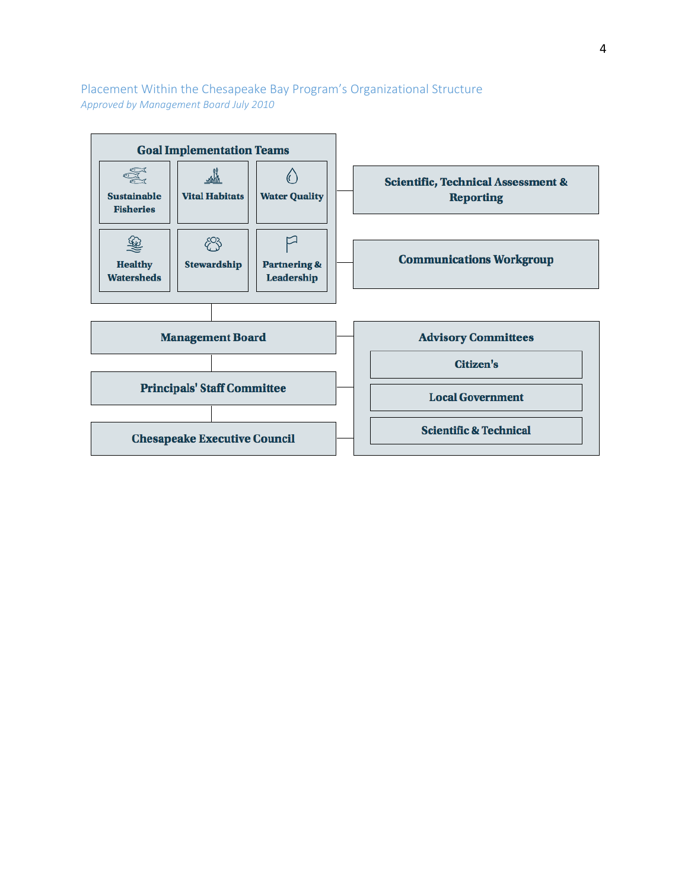## Placement Within the Chesapeake Bay Program's Organizational Structure

*Approved by Management Board July 2010*

**Goal Implementation Teams**

- Sustainable Fisheries
- Vital Habitats
- Water Quality
- Healthy Watersheds
- Stewardship
- Partnering & Leadership

**Scientific, Technical Assessment & Reporting**

**Communications Workgroup**

**Management Board**

**Principals' Staff Committee**

**Chesapeake Executive Council**

**Advisory Committees**

- Citizen's
- Local Government
- Scientific & Technical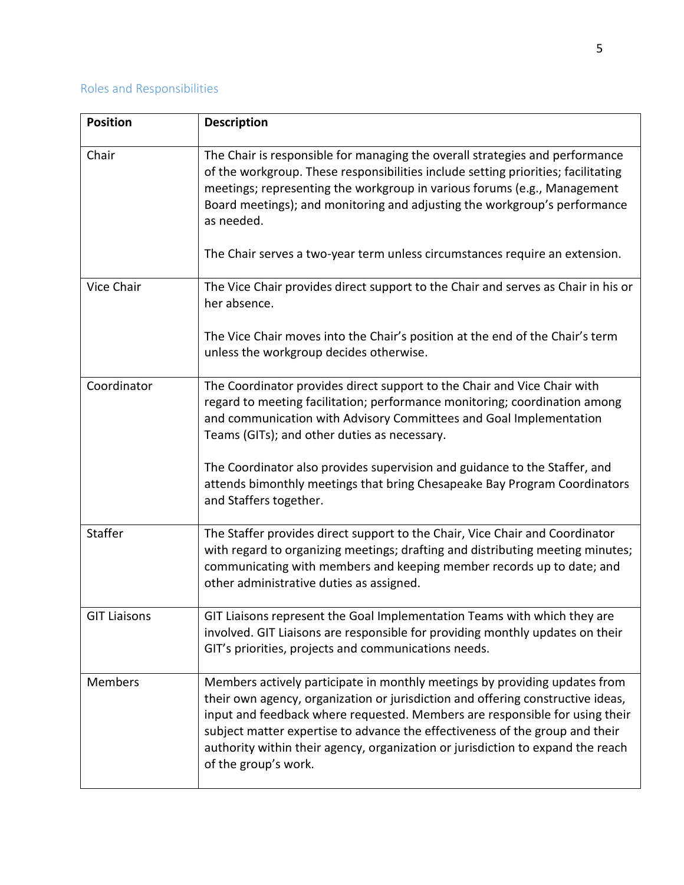## Roles and Responsibilities

| Position | Description |
|---|---|
| Chair | The Chair is responsible for managing the overall strategies and performance of the workgroup. These responsibilities include setting priorities; facilitating meetings; representing the workgroup in various forums (e.g., Management Board meetings); and monitoring and adjusting the workgroup's performance as needed.<br><br>The Chair serves a two-year term unless circumstances require an extension. |
| Vice Chair | The Vice Chair provides direct support to the Chair and serves as Chair in his or her absence.<br><br>The Vice Chair moves into the Chair's position at the end of the Chair's term unless the workgroup decides otherwise. |
| Coordinator | The Coordinator provides direct support to the Chair and Vice Chair with regard to meeting facilitation; performance monitoring; coordination among and communication with Advisory Committees and Goal Implementation Teams (GITs); and other duties as necessary.<br><br>The Coordinator also provides supervision and guidance to the Staffer, and attends bimonthly meetings that bring Chesapeake Bay Program Coordinators and Staffers together. |
| Staffer | The Staffer provides direct support to the Chair, Vice Chair and Coordinator with regard to organizing meetings; drafting and distributing meeting minutes; communicating with members and keeping member records up to date; and other administrative duties as assigned. |
| GIT Liaisons | GIT Liaisons represent the Goal Implementation Teams with which they are involved. GIT Liaisons are responsible for providing monthly updates on their GIT's priorities, projects and communications needs. |
| Members | Members actively participate in monthly meetings by providing updates from their own agency, organization or jurisdiction and offering constructive ideas, input and feedback where requested. Members are responsible for using their subject matter expertise to advance the effectiveness of the group and their authority within their agency, organization or jurisdiction to expand the reach of the group's work. |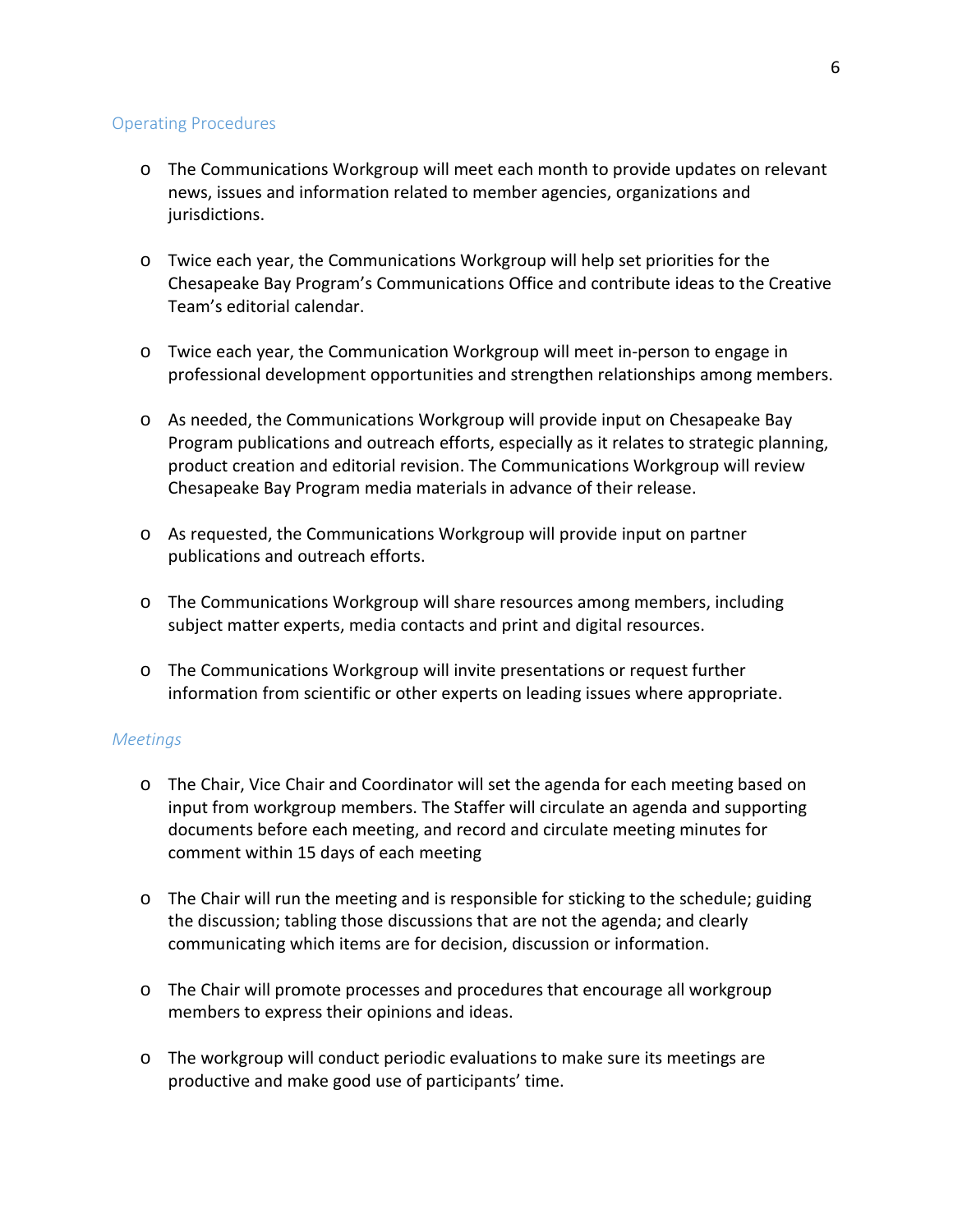## Operating Procedures

- The Communications Workgroup will meet each month to provide updates on relevant news, issues and information related to member agencies, organizations and jurisdictions.

- Twice each year, the Communications Workgroup will help set priorities for the Chesapeake Bay Program's Communications Office and contribute ideas to the Creative Team's editorial calendar.

- Twice each year, the Communication Workgroup will meet in-person to engage in professional development opportunities and strengthen relationships among members.

- As needed, the Communications Workgroup will provide input on Chesapeake Bay Program publications and outreach efforts, especially as it relates to strategic planning, product creation and editorial revision. The Communications Workgroup will review Chesapeake Bay Program media materials in advance of their release.

- As requested, the Communications Workgroup will provide input on partner publications and outreach efforts.

- The Communications Workgroup will share resources among members, including subject matter experts, media contacts and print and digital resources.

- The Communications Workgroup will invite presentations or request further information from scientific or other experts on leading issues where appropriate.

### *Meetings*

- The Chair, Vice Chair and Coordinator will set the agenda for each meeting based on input from workgroup members. The Staffer will circulate an agenda and supporting documents before each meeting, and record and circulate meeting minutes for comment within 15 days of each meeting

- The Chair will run the meeting and is responsible for sticking to the schedule; guiding the discussion; tabling those discussions that are not the agenda; and clearly communicating which items are for decision, discussion or information.

- The Chair will promote processes and procedures that encourage all workgroup members to express their opinions and ideas.

- The workgroup will conduct periodic evaluations to make sure its meetings are productive and make good use of participants' time.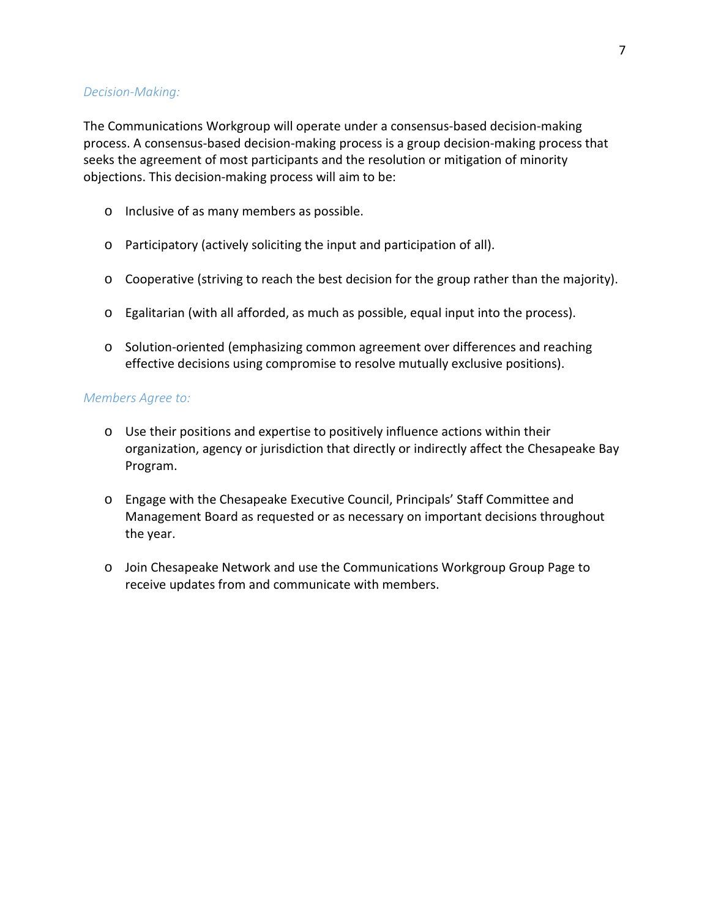*Decision-Making:*

The Communications Workgroup will operate under a consensus-based decision-making process. A consensus-based decision-making process is a group decision-making process that seeks the agreement of most participants and the resolution or mitigation of minority objections. This decision-making process will aim to be:

- Inclusive of as many members as possible.
- Participatory (actively soliciting the input and participation of all).
- Cooperative (striving to reach the best decision for the group rather than the majority).
- Egalitarian (with all afforded, as much as possible, equal input into the process).
- Solution-oriented (emphasizing common agreement over differences and reaching effective decisions using compromise to resolve mutually exclusive positions).

*Members Agree to:*

- Use their positions and expertise to positively influence actions within their organization, agency or jurisdiction that directly or indirectly affect the Chesapeake Bay Program.
- Engage with the Chesapeake Executive Council, Principals' Staff Committee and Management Board as requested or as necessary on important decisions throughout the year.
- Join Chesapeake Network and use the Communications Workgroup Group Page to receive updates from and communicate with members.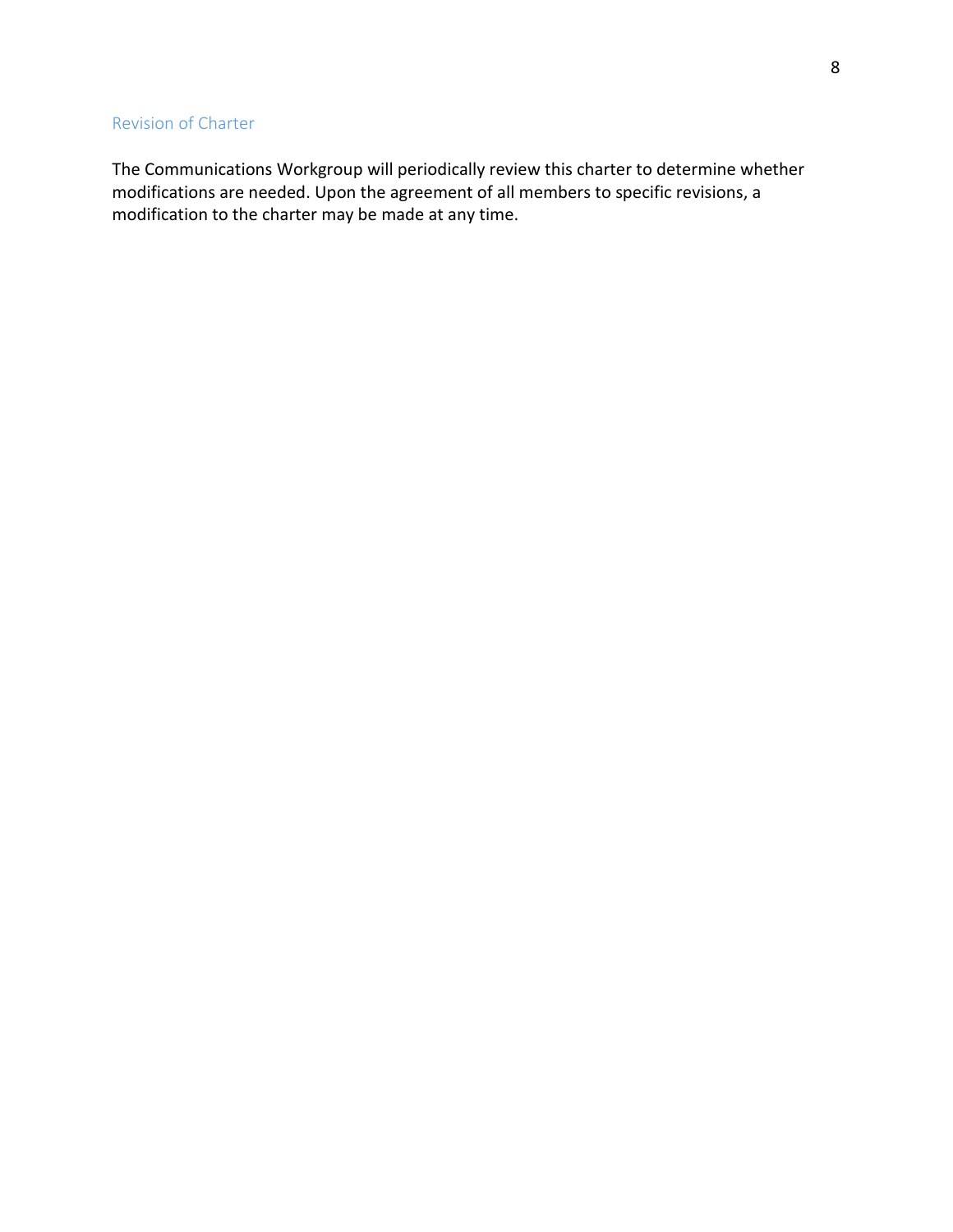## Revision of Charter

The Communications Workgroup will periodically review this charter to determine whether modifications are needed. Upon the agreement of all members to specific revisions, a modification to the charter may be made at any time.